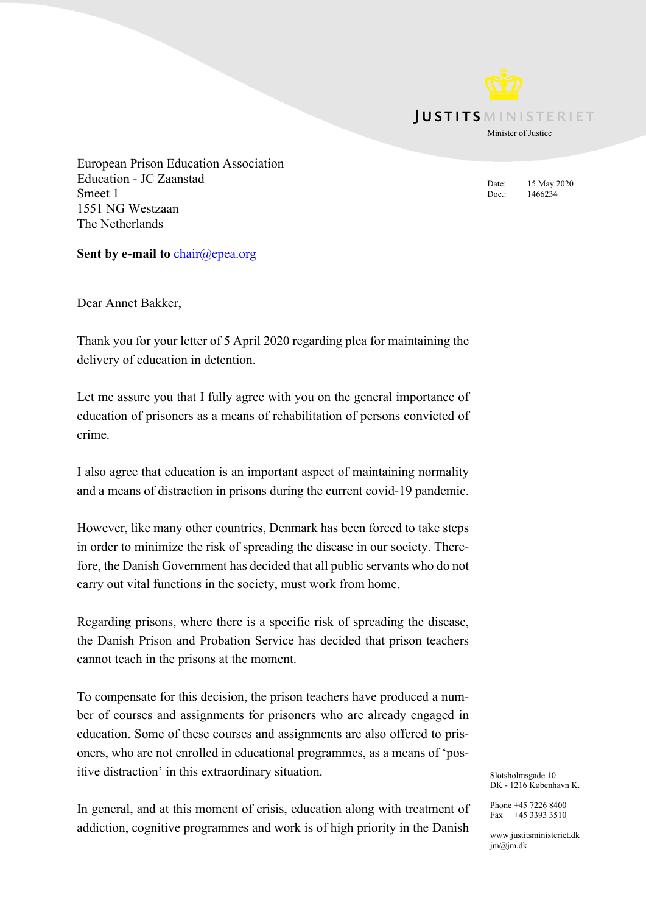JUSTITSMINISTERIET

Minister of Justice

European Prison Education Association
Education - JC Zaanstad
Smeet 1
1551 NG Westzaan
The Netherlands

Date: 15 May 2020
Doc.: 1466234

**Sent by e-mail to** chair@epea.org

Dear Annet Bakker,

Thank you for your letter of 5 April 2020 regarding plea for maintaining the delivery of education in detention.

Let me assure you that I fully agree with you on the general importance of education of prisoners as a means of rehabilitation of persons convicted of crime.

I also agree that education is an important aspect of maintaining normality and a means of distraction in prisons during the current covid-19 pandemic.

However, like many other countries, Denmark has been forced to take steps in order to minimize the risk of spreading the disease in our society. Therefore, the Danish Government has decided that all public servants who do not carry out vital functions in the society, must work from home.

Regarding prisons, where there is a specific risk of spreading the disease, the Danish Prison and Probation Service has decided that prison teachers cannot teach in the prisons at the moment.

To compensate for this decision, the prison teachers have produced a number of courses and assignments for prisoners who are already engaged in education. Some of these courses and assignments are also offered to prisoners, who are not enrolled in educational programmes, as a means of 'positive distraction' in this extraordinary situation.

In general, and at this moment of crisis, education along with treatment of addiction, cognitive programmes and work is of high priority in the Danish

Slotsholmsgade 10
DK - 1216 København K.

Phone +45 7226 8400
Fax +45 3393 3510

www.justitsministeriet.dk
jm@jm.dk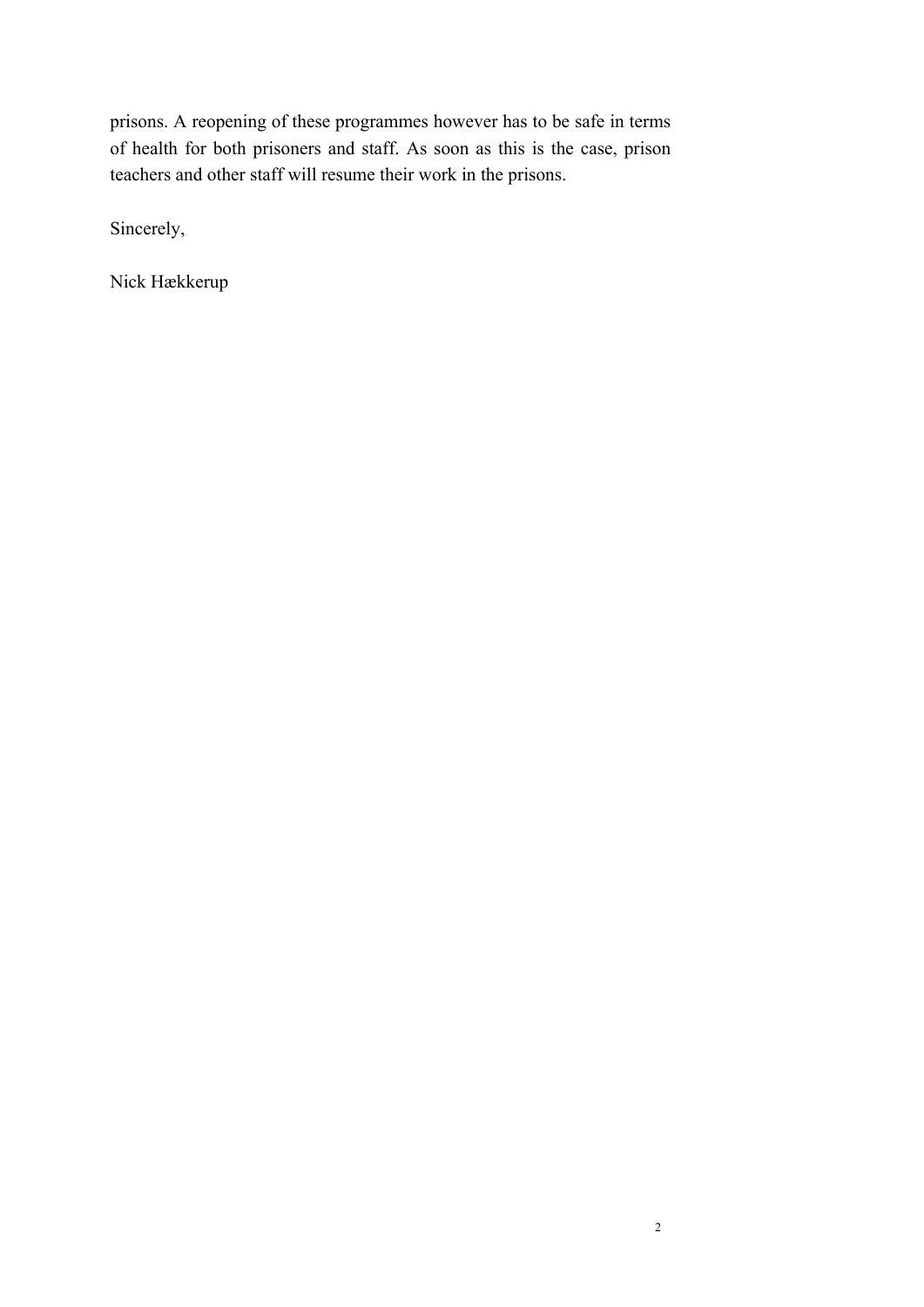prisons. A reopening of these programmes however has to be safe in terms of health for both prisoners and staff. As soon as this is the case, prison teachers and other staff will resume their work in the prisons.

Sincerely,

Nick Hækkerup